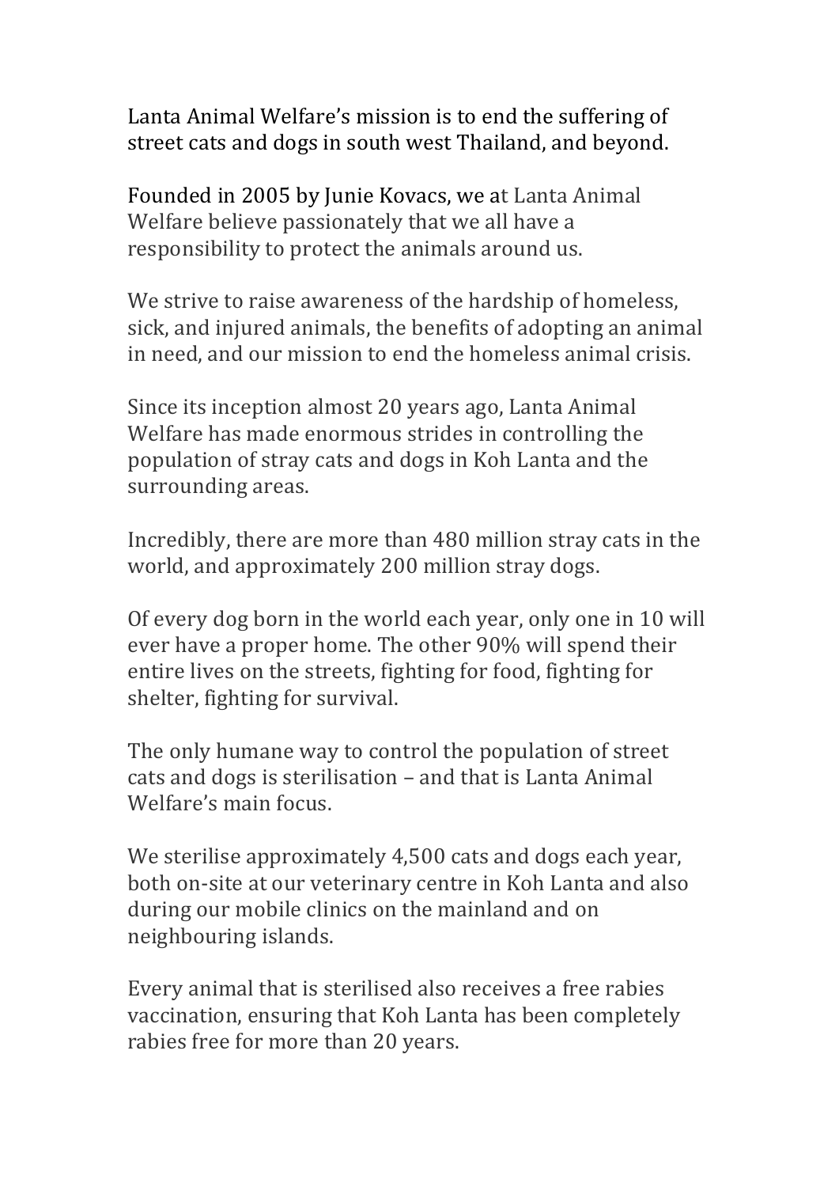Lanta Animal Welfare's mission is to end the suffering of street cats and dogs in south west Thailand, and beyond.

Founded in 2005 by Junie Kovacs, we at Lanta Animal Welfare believe passionately that we all have a responsibility to protect the animals around us.

We strive to raise awareness of the hardship of homeless, sick, and injured animals, the benefits of adopting an animal in need, and our mission to end the homeless animal crisis.

Since its inception almost 20 years ago, Lanta Animal Welfare has made enormous strides in controlling the population of stray cats and dogs in Koh Lanta and the surrounding areas.

Incredibly, there are more than 480 million stray cats in the world, and approximately 200 million stray dogs.

Of every dog born in the world each year, only one in 10 will ever have a proper home. The other 90% will spend their entire lives on the streets, fighting for food, fighting for shelter, fighting for survival.

The only humane way to control the population of street cats and dogs is sterilisation – and that is Lanta Animal Welfare's main focus.

We sterilise approximately 4,500 cats and dogs each year, both on-site at our veterinary centre in Koh Lanta and also during our mobile clinics on the mainland and on neighbouring islands.

Every animal that is sterilised also receives a free rabies vaccination, ensuring that Koh Lanta has been completely rabies free for more than 20 years.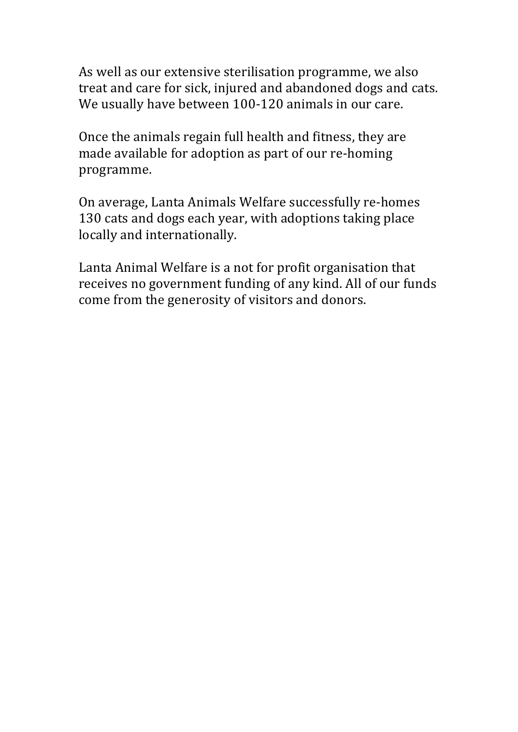As well as our extensive sterilisation programme, we also treat and care for sick, injured and abandoned dogs and cats. We usually have between 100-120 animals in our care.

Once the animals regain full health and fitness, they are made available for adoption as part of our re-homing programme.

On average, Lanta Animals Welfare successfully re-homes 130 cats and dogs each year, with adoptions taking place locally and internationally.

Lanta Animal Welfare is a not for profit organisation that receives no government funding of any kind. All of our funds come from the generosity of visitors and donors.